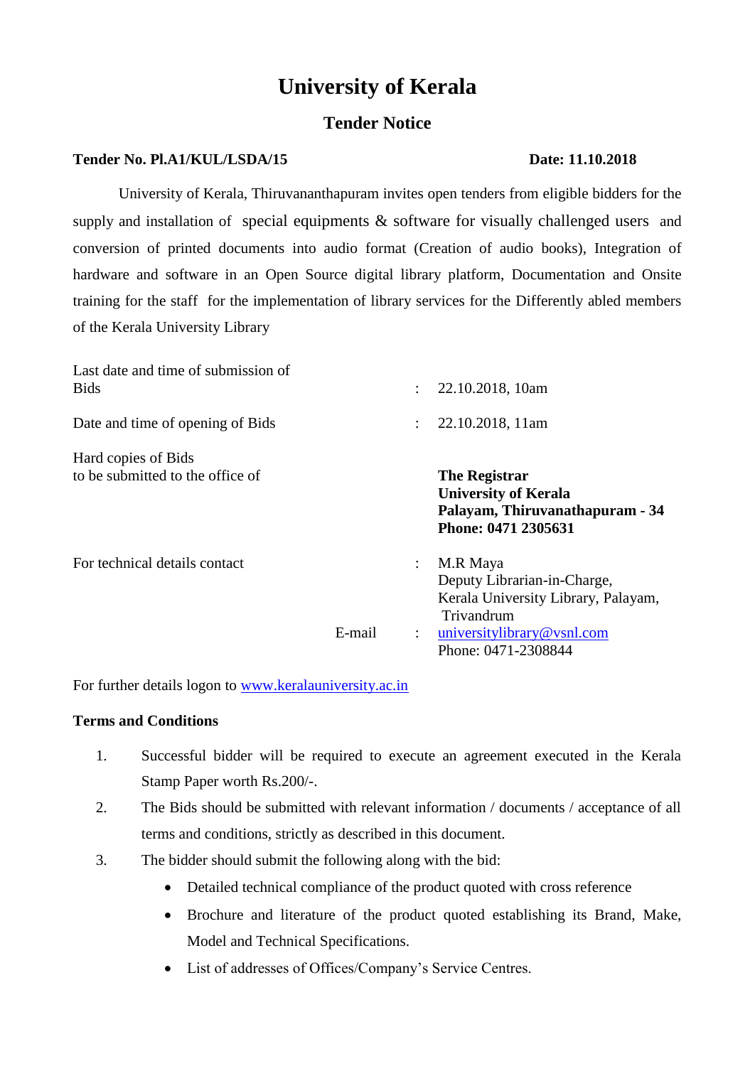# University of Kerala

## Tender Notice

**Tender No. Pl.A1/KUL/LSDA/15** **Date: 11.10.2018**

University of Kerala, Thiruvananthapuram invites open tenders from eligible bidders for the supply and installation of special equipments & software for visually challenged users and conversion of printed documents into audio format (Creation of audio books), Integration of hardware and software in an Open Source digital library platform, Documentation and Onsite training for the staff for the implementation of library services for the Differently abled members of the Kerala University Library

| | | |
|---|---|---|
| Last date and time of submission of Bids | : | 22.10.2018, 10am |
| Date and time of opening of Bids | : | 22.10.2018, 11am |
| Hard copies of Bids to be submitted to the office of | | **The Registrar**<br>**University of Kerala**<br>**Palayam, Thiruvanathapuram - 34**<br>**Phone: 0471 2305631** |
| For technical details contact | : | M.R Maya<br>Deputy Librarian-in-Charge,<br>Kerala University Library, Palayam,<br>Trivandrum |
| E-mail | : | universitylibrary@vsnl.com<br>Phone: 0471-2308844 |

For further details logon to www.keralauniversity.ac.in

**Terms and Conditions**

1. Successful bidder will be required to execute an agreement executed in the Kerala Stamp Paper worth Rs.200/-.
2. The Bids should be submitted with relevant information / documents / acceptance of all terms and conditions, strictly as described in this document.
3. The bidder should submit the following along with the bid:
   - Detailed technical compliance of the product quoted with cross reference
   - Brochure and literature of the product quoted establishing its Brand, Make, Model and Technical Specifications.
   - List of addresses of Offices/Company's Service Centres.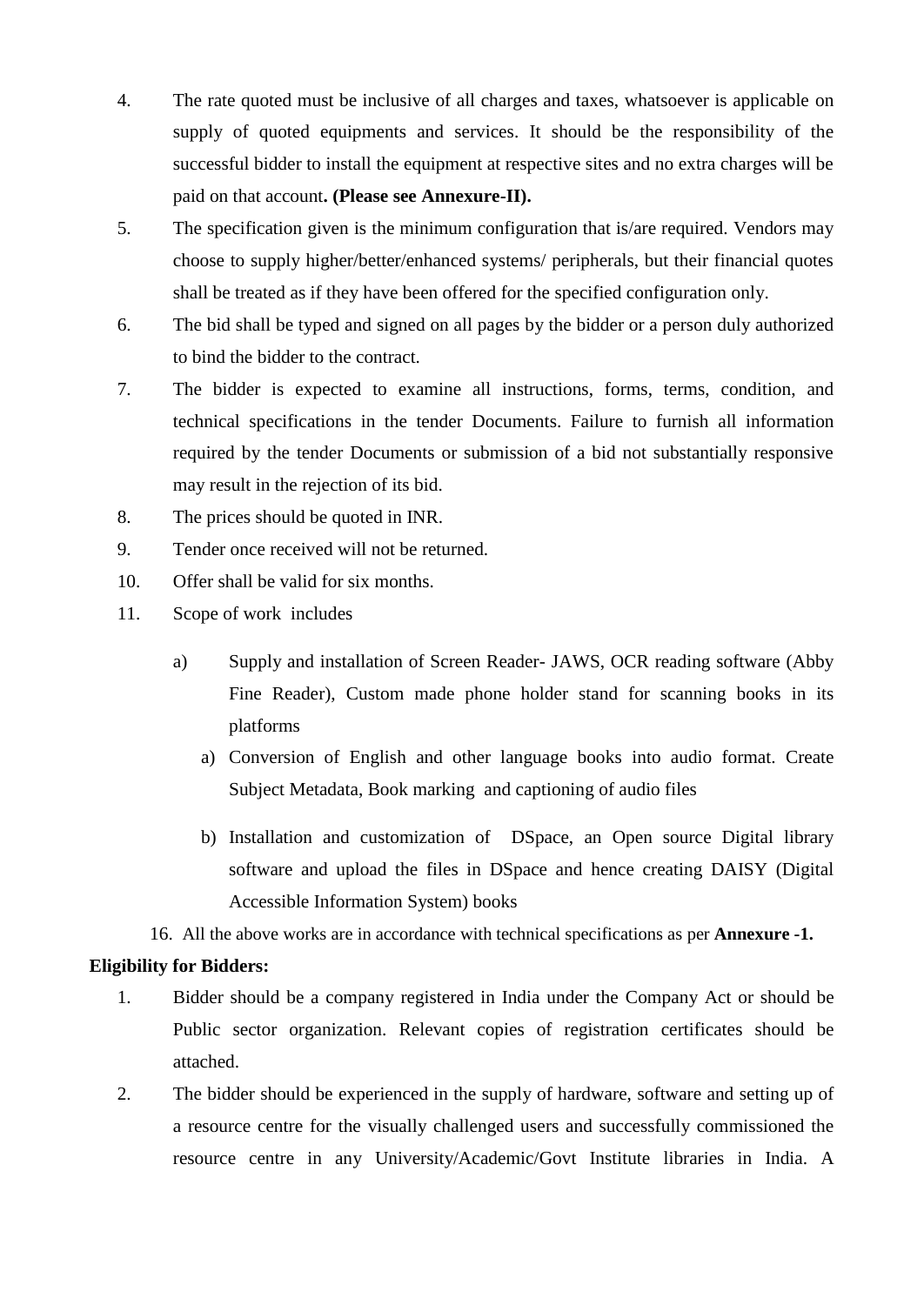4. The rate quoted must be inclusive of all charges and taxes, whatsoever is applicable on supply of quoted equipments and services. It should be the responsibility of the successful bidder to install the equipment at respective sites and no extra charges will be paid on that account**. (Please see Annexure-II).**
5. The specification given is the minimum configuration that is/are required. Vendors may choose to supply higher/better/enhanced systems/ peripherals, but their financial quotes shall be treated as if they have been offered for the specified configuration only.
6. The bid shall be typed and signed on all pages by the bidder or a person duly authorized to bind the bidder to the contract.
7. The bidder is expected to examine all instructions, forms, terms, condition, and technical specifications in the tender Documents. Failure to furnish all information required by the tender Documents or submission of a bid not substantially responsive may result in the rejection of its bid.
8. The prices should be quoted in INR.
9. Tender once received will not be returned.
10. Offer shall be valid for six months.
11. Scope of work includes

    a) Supply and installation of Screen Reader- JAWS, OCR reading software (Abby Fine Reader), Custom made phone holder stand for scanning books in its platforms

    a) Conversion of English and other language books into audio format. Create Subject Metadata, Book marking and captioning of audio files

    b) Installation and customization of DSpace, an Open source Digital library software and upload the files in DSpace and hence creating DAISY (Digital Accessible Information System) books

16. All the above works are in accordance with technical specifications as per **Annexure -1.**

**Eligibility for Bidders:**

1. Bidder should be a company registered in India under the Company Act or should be Public sector organization. Relevant copies of registration certificates should be attached.
2. The bidder should be experienced in the supply of hardware, software and setting up of a resource centre for the visually challenged users and successfully commissioned the resource centre in any University/Academic/Govt Institute libraries in India. A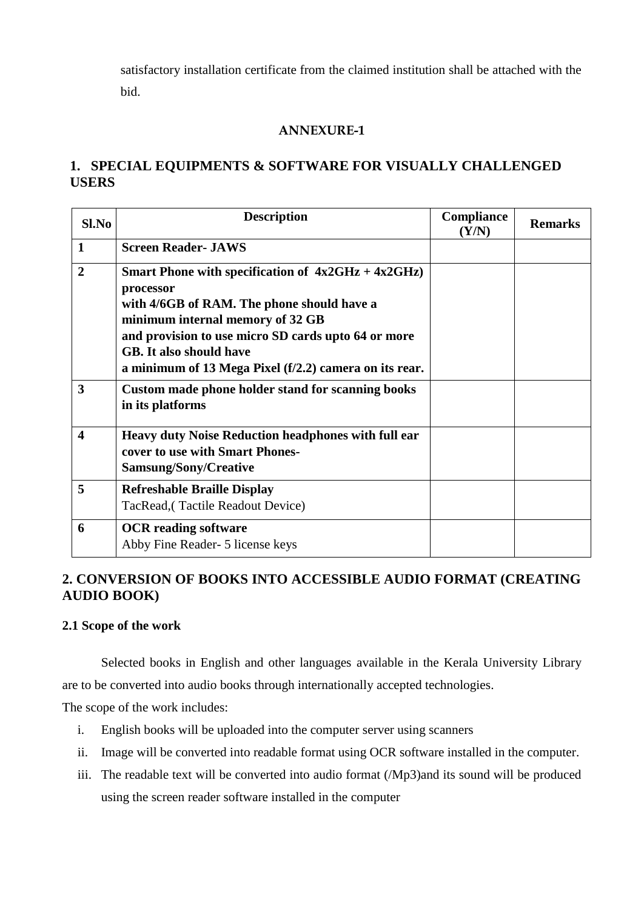satisfactory installation certificate from the claimed institution shall be attached with the bid.

**ANNEXURE-1**

## 1. SPECIAL EQUIPMENTS & SOFTWARE FOR VISUALLY CHALLENGED USERS

| Sl.No | Description | Compliance (Y/N) | Remarks |
|---|---|---|---|
| **1** | **Screen Reader- JAWS** | | |
| **2** | **Smart Phone with specification of 4x2GHz + 4x2GHz) processor with 4/6GB of RAM. The phone should have a minimum internal memory of 32 GB and provision to use micro SD cards upto 64 or more GB. It also should have a minimum of 13 Mega Pixel (f/2.2) camera on its rear.** | | |
| **3** | **Custom made phone holder stand for scanning books in its platforms** | | |
| **4** | **Heavy duty Noise Reduction headphones with full ear cover to use with Smart Phones- Samsung/Sony/Creative** | | |
| **5** | **Refreshable Braille Display** TacRead,( Tactile Readout Device) | | |
| **6** | **OCR reading software** Abby Fine Reader- 5 license keys | | |

## 2. CONVERSION OF BOOKS INTO ACCESSIBLE AUDIO FORMAT (CREATING AUDIO BOOK)

### 2.1 Scope of the work

Selected books in English and other languages available in the Kerala University Library are to be converted into audio books through internationally accepted technologies.

The scope of the work includes:

i. English books will be uploaded into the computer server using scanners

ii. Image will be converted into readable format using OCR software installed in the computer.

iii. The readable text will be converted into audio format (/Mp3)and its sound will be produced using the screen reader software installed in the computer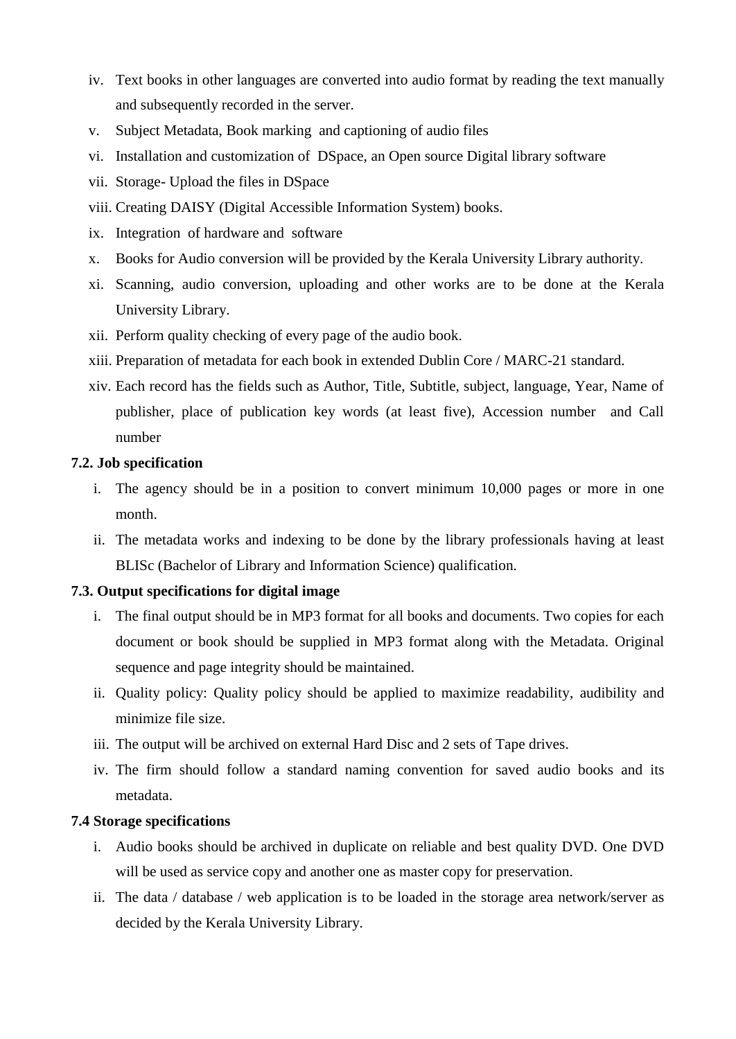iv. Text books in other languages are converted into audio format by reading the text manually and subsequently recorded in the server.
v. Subject Metadata, Book marking and captioning of audio files
vi. Installation and customization of DSpace, an Open source Digital library software
vii. Storage- Upload the files in DSpace
viii. Creating DAISY (Digital Accessible Information System) books.
ix. Integration of hardware and software
x. Books for Audio conversion will be provided by the Kerala University Library authority.
xi. Scanning, audio conversion, uploading and other works are to be done at the Kerala University Library.
xii. Perform quality checking of every page of the audio book.
xiii. Preparation of metadata for each book in extended Dublin Core / MARC-21 standard.
xiv. Each record has the fields such as Author, Title, Subtitle, subject, language, Year, Name of publisher, place of publication key words (at least five), Accession number and Call number

**7.2. Job specification**

i. The agency should be in a position to convert minimum 10,000 pages or more in one month.
ii. The metadata works and indexing to be done by the library professionals having at least BLISc (Bachelor of Library and Information Science) qualification.

**7.3. Output specifications for digital image**

i. The final output should be in MP3 format for all books and documents. Two copies for each document or book should be supplied in MP3 format along with the Metadata. Original sequence and page integrity should be maintained.
ii. Quality policy: Quality policy should be applied to maximize readability, audibility and minimize file size.
iii. The output will be archived on external Hard Disc and 2 sets of Tape drives.
iv. The firm should follow a standard naming convention for saved audio books and its metadata.

**7.4 Storage specifications**

i. Audio books should be archived in duplicate on reliable and best quality DVD. One DVD will be used as service copy and another one as master copy for preservation.
ii. The data / database / web application is to be loaded in the storage area network/server as decided by the Kerala University Library.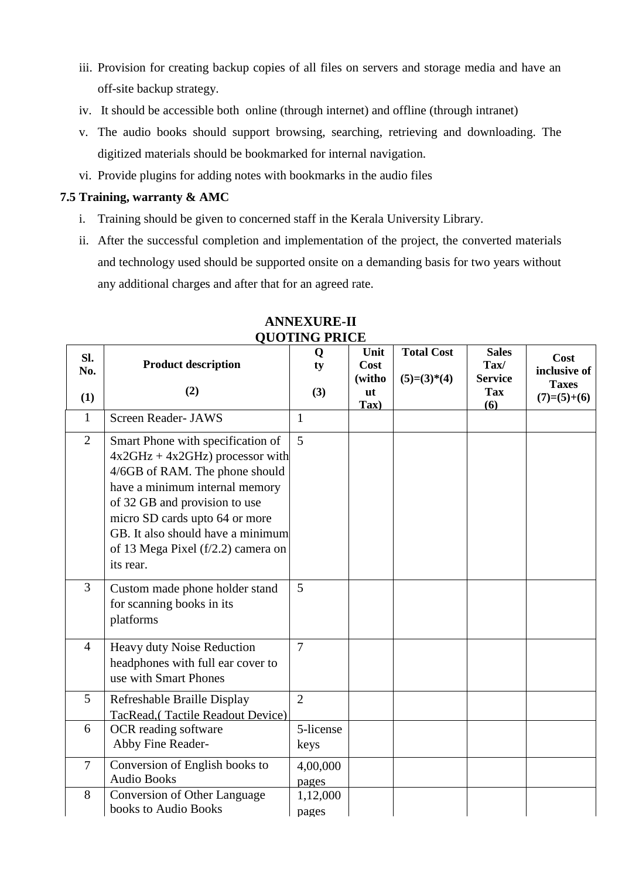iii. Provision for creating backup copies of all files on servers and storage media and have an off-site backup strategy.

iv. It should be accessible both online (through internet) and offline (through intranet)

v. The audio books should support browsing, searching, retrieving and downloading. The digitized materials should be bookmarked for internal navigation.

vi. Provide plugins for adding notes with bookmarks in the audio files

**7.5 Training, warranty & AMC**

i. Training should be given to concerned staff in the Kerala University Library.

ii. After the successful completion and implementation of the project, the converted materials and technology used should be supported onsite on a demanding basis for two years without any additional charges and after that for an agreed rate.

## ANNEXURE-II
## QUOTING PRICE

| Sl. No. (1) | Product description (2) | Qty (3) | Unit Cost (without Tax) | Total Cost (5)=(3)*(4) | Sales Tax/ Service Tax (6) | Cost inclusive of Taxes (7)=(5)+(6) |
|---|---|---|---|---|---|---|
| 1 | Screen Reader- JAWS | 1 | | | | |
| 2 | Smart Phone with specification of 4x2GHz + 4x2GHz) processor with 4/6GB of RAM. The phone should have a minimum internal memory of 32 GB and provision to use micro SD cards upto 64 or more GB. It also should have a minimum of 13 Mega Pixel (f/2.2) camera on its rear. | 5 | | | | |
| 3 | Custom made phone holder stand for scanning books in its platforms | 5 | | | | |
| 4 | Heavy duty Noise Reduction headphones with full ear cover to use with Smart Phones | 7 | | | | |
| 5 | Refreshable Braille Display TacRead,( Tactile Readout Device) | 2 | | | | |
| 6 | OCR reading software Abby Fine Reader- | 5-license keys | | | | |
| 7 | Conversion of English books to Audio Books | 4,00,000 pages | | | | |
| 8 | Conversion of Other Language books to Audio Books | 1,12,000 pages | | | | |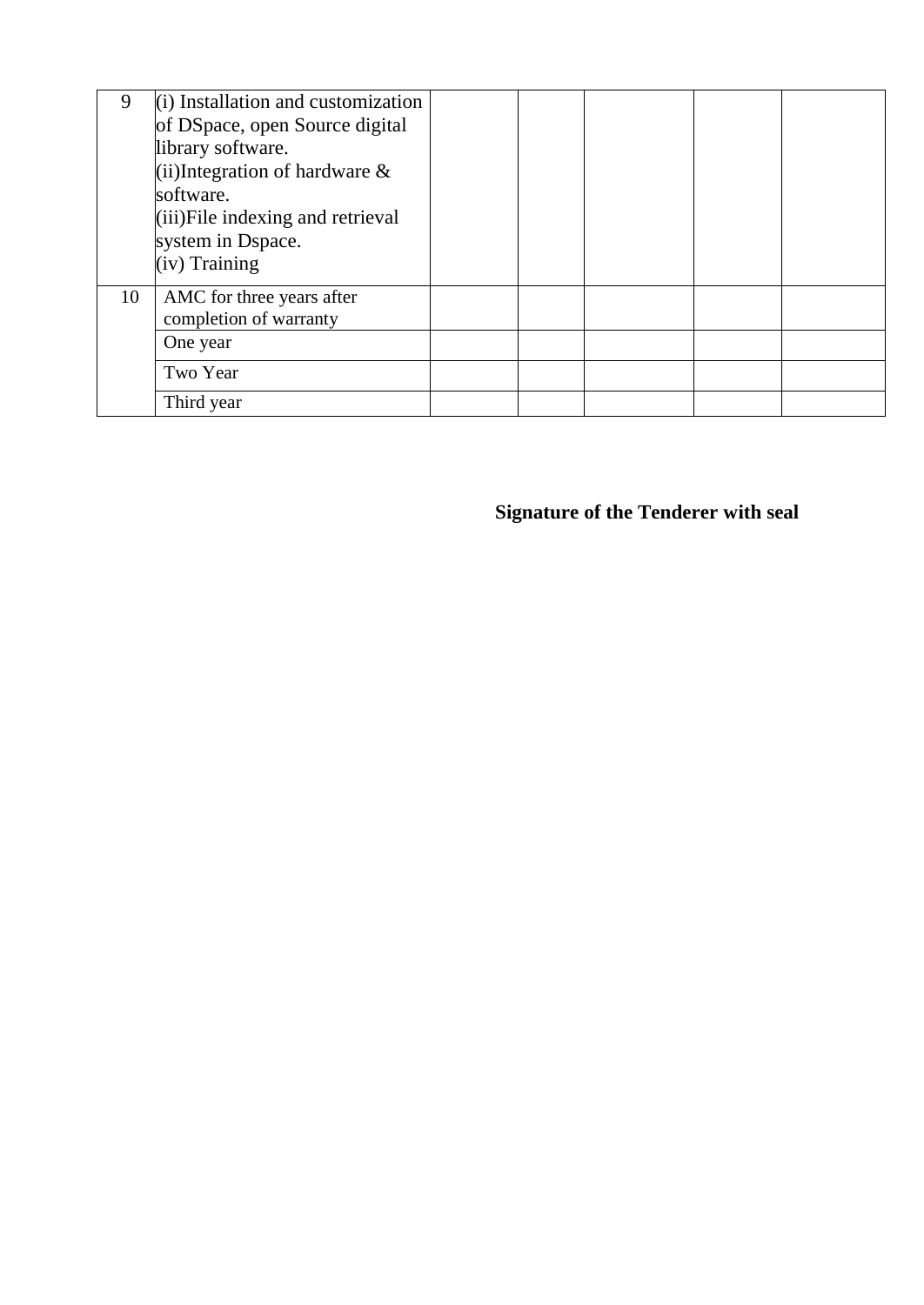| | | | | | | |
|---|---|---|---|---|---|---|
| 9 | (i) Installation and customization of DSpace, open Source digital library software.<br>(ii)Integration of hardware & software.<br>(iii)File indexing and retrieval system in Dspace.<br>(iv) Training | | | | | |
| 10 | AMC for three years after completion of warranty | | | | | |
| | One year | | | | | |
| | Two Year | | | | | |
| | Third year | | | | | |

**Signature of the Tenderer with seal**